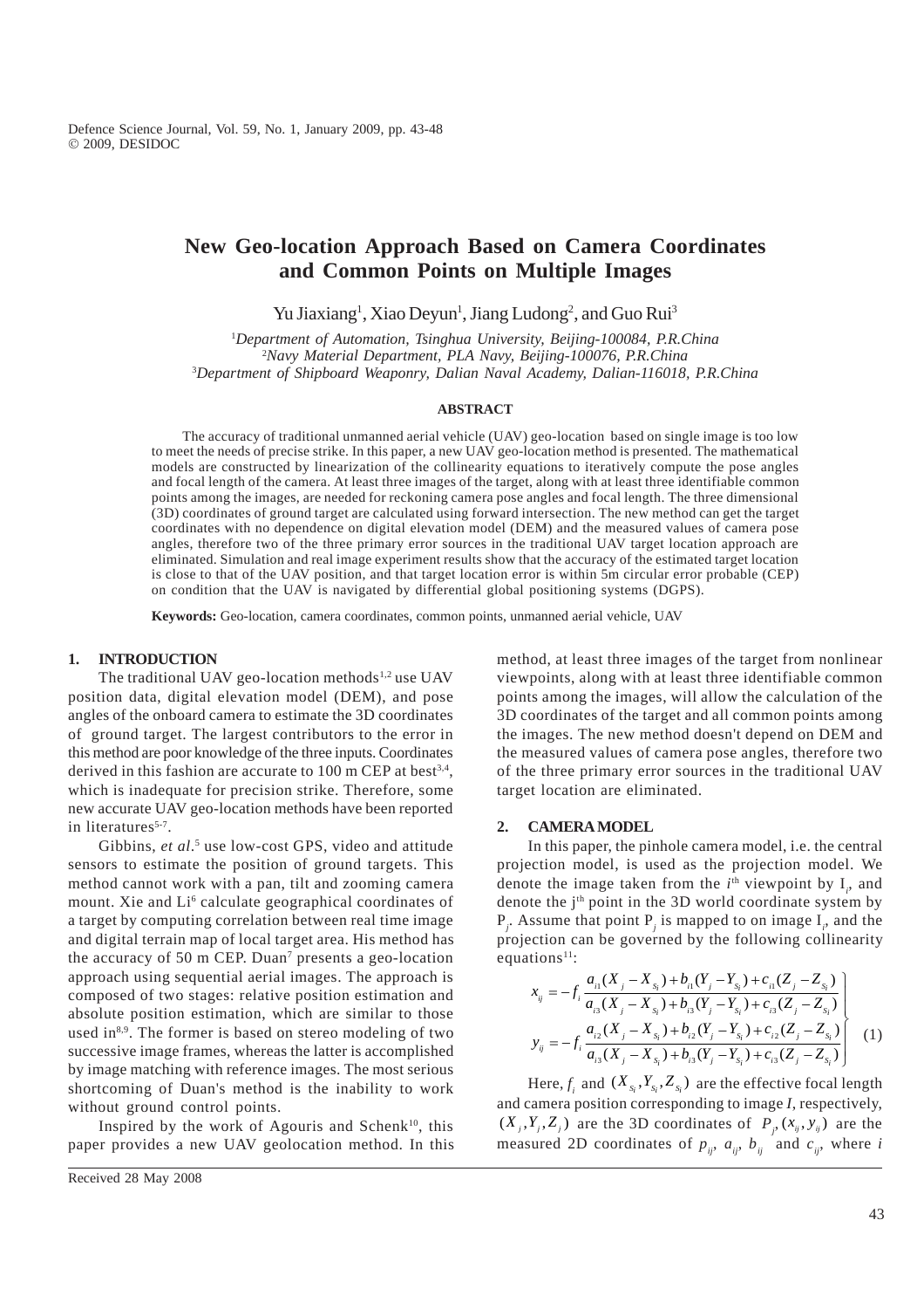# New Geo-location Approach Based on Camera Coordinates and Common Points on Multiple Images

Yu Jiaxiang[1], Xiao Deyun[1], Jiang Ludong[2], and Guo Rui[3]

[1]*Department of Automation, Tsinghua University, Beijing-100084, P.R.China*
[2]*Navy Material Department, PLA Navy, Beijing-100076, P.R.China*
[3]*Department of Shipboard Weaponry, Dalian Naval Academy, Dalian-116018, P.R.China*

## ABSTRACT

The accuracy of traditional unmanned aerial vehicle (UAV) geo-location based on single image is too low to meet the needs of precise strike. In this paper, a new UAV geo-location method is presented. The mathematical models are constructed by linearization of the collinearity equations to iteratively compute the pose angles and focal length of the camera. At least three images of the target, along with at least three identifiable common points among the images, are needed for reckoning camera pose angles and focal length. The three dimensional (3D) coordinates of ground target are calculated using forward intersection. The new method can get the target coordinates with no dependence on digital elevation model (DEM) and the measured values of camera pose angles, therefore two of the three primary error sources in the traditional UAV target location approach are eliminated. Simulation and real image experiment results show that the accuracy of the estimated target location is close to that of the UAV position, and that target location error is within 5m circular error probable (CEP) on condition that the UAV is navigated by differential global positioning systems (DGPS).

**Keywords:** Geo-location, camera coordinates, common points, unmanned aerial vehicle, UAV

## 1. INTRODUCTION

The traditional UAV geo-location methods[1,2] use UAV position data, digital elevation model (DEM), and pose angles of the onboard camera to estimate the 3D coordinates of ground target. The largest contributors to the error in this method are poor knowledge of the three inputs. Coordinates derived in this fashion are accurate to 100 m CEP at best[3,4], which is inadequate for precision strike. Therefore, some new accurate UAV geo-location methods have been reported in literatures[5-7].

Gibbins, *et al*.[5] use low-cost GPS, video and attitude sensors to estimate the position of ground targets. This method cannot work with a pan, tilt and zooming camera mount. Xie and Li[6] calculate geographical coordinates of a target by computing correlation between real time image and digital terrain map of local target area. His method has the accuracy of 50 m CEP. Duan[7] presents a geo-location approach using sequential aerial images. The approach is composed of two stages: relative position estimation and absolute position estimation, which are similar to those used in[8,9]. The former is based on stereo modeling of two successive image frames, whereas the latter is accomplished by image matching with reference images. The most serious shortcoming of Duan's method is the inability to work without ground control points.

Inspired by the work of Agouris and Schenk[10], this paper provides a new UAV geolocation method. In this method, at least three images of the target from nonlinear viewpoints, along with at least three identifiable common points among the images, will allow the calculation of the 3D coordinates of the target and all common points among the images. The new method doesn't depend on DEM and the measured values of camera pose angles, therefore two of the three primary error sources in the traditional UAV target location are eliminated.

## 2. CAMERA MODEL

In this paper, the pinhole camera model, i.e. the central projection model, is used as the projection model. We denote the image taken from the $i^{th}$ viewpoint by $I_i$, and denote the $j^{th}$ point in the 3D world coordinate system by $P_j$. Assume that point $P_j$ is mapped to on image $I_i$, and the projection can be governed by the following collinearity equations[11]:

$$
\left.
\begin{aligned}
x_{ij} &= -f_i \frac{a_{i1}(X_j - X_{s_i}) + b_{i1}(Y_j - Y_{s_i}) + c_{i1}(Z_j - Z_{s_i})}{a_{i3}(X_j - X_{s_i}) + b_{i3}(Y_j - Y_{s_i}) + c_{i3}(Z_j - Z_{s_i})} \\
y_{ij} &= -f_i \frac{a_{i2}(X_j - X_{s_i}) + b_{i2}(Y_j - Y_{s_i}) + c_{i2}(Z_j - Z_{s_i})}{a_{i3}(X_j - X_{s_i}) + b_{i3}(Y_j - Y_{s_i}) + c_{i3}(Z_j - Z_{s_i})}
\end{aligned}
\right\} \quad (1)
$$

Here, $f_i$ and $(X_{s_i}, Y_{s_i}, Z_{s_i})$ are the effective focal length and camera position corresponding to image *I*, respectively, $(X_j, Y_j, Z_j)$ are the 3D coordinates of $P_j, (x_{ij}, y_{ij})$ are the measured 2D coordinates of $p_{ij}$, $a_{ij}$, $b_{ij}$ and $c_{ij}$, where *i*

Received 28 May 2008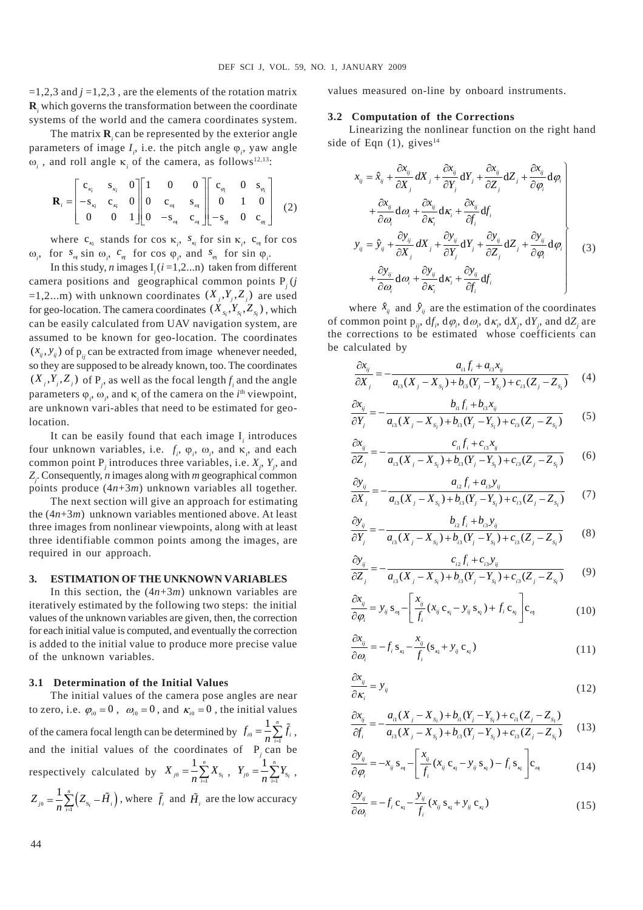$=1,2,3$ and $j=1,2,3$, are the elements of the rotation matrix $\mathbf{R}_i$ which governs the transformation between the coordinate systems of the world and the camera coordinates system.

The matrix $\mathbf{R}_i$ can be represented by the exterior angle parameters of image $I_i$, i.e. the pitch angle $\varphi_i$, yaw angle $\omega_i$, and roll angle $\kappa_i$ of the camera, as follows[12,13]:

$$\mathbf{R}_i = \begin{bmatrix} c_{\kappa_i} & s_{\kappa_i} & 0 \\ -s_{\kappa_i} & c_{\kappa_i} & 0 \\ 0 & 0 & 1 \end{bmatrix} \begin{bmatrix} 1 & 0 & 0 \\ 0 & c_{\omega_i} & s_{\omega_i} \\ 0 & -s_{\omega_i} & c_{\omega_i} \end{bmatrix} \begin{bmatrix} c_{\varphi_i} & 0 & s_{\varphi_i} \\ 0 & 1 & 0 \\ -s_{\varphi_i} & 0 & c_{\varphi_i} \end{bmatrix} \quad (2)$$

where $c_{\kappa_i}$ stands for cos $\kappa_i$, $s_{\kappa_i}$ for sin $\kappa_i$, $c_{\omega_i}$ for cos $\omega_i$, for $s_{\omega_i}$ sin $\omega_i$, $c_{\varphi_i}$ for cos $\varphi_i$, and $s_{\varphi_i}$ for sin $\varphi_i$.

In this study, $n$ images $I_i$ ($i=1,2...n$) taken from different camera positions and geographical common points $P_j$ ($j=1,2...m$) with unknown coordinates $(X_j, Y_j, Z_j)$ are used for geo-location. The camera coordinates $(X_{S_i}, Y_{S_i}, Z_{S_i})$, which can be easily calculated from UAV navigation system, are assumed to be known for geo-location. The coordinates $(x_{ij}, y_{ij})$ of $p_{ij}$ can be extracted from image whenever needed, so they are supposed to be already known, too. The coordinates $(X_j, Y_j, Z_j)$ of $P_j$, as well as the focal length $f_i$ and the angle parameters $\varphi_i$, $\omega_i$, and $\kappa_i$ of the camera on the $i^{th}$ viewpoint, are unknown vari-ables that need to be estimated for geo-location.

It can be easily found that each image $I_i$ introduces four unknown variables, i.e. $f_i$, $\varphi_i$, $\omega_i$, and $\kappa_i$, and each common point $P_j$ introduces three variables, i.e. $X_j$, $Y_j$, and $Z_j$. Consequently, $n$ images along with $m$ geographical common points produce $(4n+3m)$ unknown variables all together.

The next section will give an approach for estimating the $(4n+3m)$ unknown variables mentioned above. At least three images from nonlinear viewpoints, along with at least three identifiable common points among the images, are required in our approach.

## 3. ESTIMATION OF THE UNKNOWN VARIABLES

In this section, the $(4n+3m)$ unknown variables are iteratively estimated by the following two steps: the initial values of the unknown variables are given, then, the correction for each initial value is computed, and eventually the correction is added to the initial value to produce more precise value of the unknown variables.

### 3.1 Determination of the Initial Values

The initial values of the camera pose angles are near to zero, i.e. $\varphi_{i0}=0$, $\omega_{i0}=0$, and $\kappa_{i0}=0$, the initial values of the camera focal length can be determined by $f_{i0}=\frac{1}{n}\sum_{i=1}^{n}\tilde{f}_i$, and the initial values of the coordinates of $P_j$ can be respectively calculated by $X_{j0}=\frac{1}{n}\sum_{i=1}^{n}X_{S_i}$, $Y_{j0}=\frac{1}{n}\sum_{i=1}^{n}Y_{S_i}$, $Z_{j0}=\frac{1}{n}\sum_{i=1}^{n}\left(Z_{S_i}-\tilde{H}_i\right)$, where $\tilde{f}_i$ and $\tilde{H}_i$ are the low accuracy values measured on-line by onboard instruments.

### 3.2 Computation of the Corrections

Linearizing the nonlinear function on the right hand side of Eqn (1), gives[14]

$$\left.\begin{aligned} x_{ij} &= \hat{x}_{ij} + \frac{\partial x_{ij}}{\partial X_j}dX_j + \frac{\partial x_{ij}}{\partial Y_j}dY_j + \frac{\partial x_{ij}}{\partial Z_j}dZ_j + \frac{\partial x_{ij}}{\partial \varphi_i}d\varphi_i \\ &\quad + \frac{\partial x_{ij}}{\partial \omega_i}d\omega_i + \frac{\partial x_{ij}}{\partial \kappa_i}d\kappa_i + \frac{\partial x_{ij}}{\partial f_i}df_i \\ y_{ij} &= \hat{y}_{ij} + \frac{\partial y_{ij}}{\partial X_j}dX_j + \frac{\partial y_{ij}}{\partial Y_j}dY_j + \frac{\partial y_{ij}}{\partial Z_j}dZ_j + \frac{\partial y_{ij}}{\partial \varphi_i}d\varphi_i \\ &\quad + \frac{\partial y_{ij}}{\partial \omega_i}d\omega_i + \frac{\partial y_{ij}}{\partial \kappa_i}d\kappa_i + \frac{\partial y_{ij}}{\partial f_i}df_i \end{aligned}\right\} \quad (3)$$

where $\hat{x}_{ij}$ and $\hat{y}_{ij}$ are the estimation of the coordinates of common point $p_{ij}$, $df_i$, $d\varphi_i$, $d\omega_i$, $d\kappa_i$, $dX_j$, $dY_j$, and $dZ_j$ are the corrections to be estimated whose coefficients can be calculated by

$$\frac{\partial x_{ij}}{\partial X_j} = -\frac{a_{i1}f_i + a_{i3}x_{ij}}{a_{i3}(X_j - X_{S_i}) + b_{i3}(Y_j - Y_{S_i}) + c_{i3}(Z_j - Z_{S_i})} \quad (4)$$

$$\frac{\partial x_{ij}}{\partial Y_j} = -\frac{b_{i1}f_i + b_{i3}x_{ij}}{a_{i3}(X_j - X_{S_i}) + b_{i3}(Y_j - Y_{S_i}) + c_{i3}(Z_j - Z_{S_i})} \quad (5)$$

$$\frac{\partial x_{ij}}{\partial Z_j} = -\frac{c_{i1}f_i + c_{i3}x_{ij}}{a_{i3}(X_j - X_{S_i}) + b_{i3}(Y_j - Y_{S_i}) + c_{i3}(Z_j - Z_{S_i})} \quad (6)$$

$$\frac{\partial y_{ij}}{\partial X_j} = -\frac{a_{i2}f_i + a_{i3}y_{ij}}{a_{i3}(X_j - X_{S_i}) + b_{i3}(Y_j - Y_{S_i}) + c_{i3}(Z_j - Z_{S_i})} \quad (7)$$

$$\frac{\partial y_{ij}}{\partial Y_j} = -\frac{b_{i2}f_i + b_{i3}y_{ij}}{a_{i3}(X_j - X_{S_i}) + b_{i3}(Y_j - Y_{S_i}) + c_{i3}(Z_j - Z_{S_i})} \quad (8)$$

$$\frac{\partial y_{ij}}{\partial Z_j} = -\frac{c_{i2}f_i + c_{i3}y_{ij}}{a_{i3}(X_j - X_{S_i}) + b_{i3}(Y_j - Y_{S_i}) + c_{i3}(Z_j - Z_{S_i})} \quad (9)$$

$$\frac{\partial x_{ij}}{\partial \varphi_i} = y_{ij}\,s_{\omega_i} - \left[\frac{x_{ij}}{f_i}(x_{ij}\,c_{\kappa_i} - y_{ij}\,s_{\kappa_i}) + f_i\,c_{\kappa_i}\right]c_{\omega_i} \quad (10)$$

$$\frac{\partial x_{ij}}{\partial \omega_i} = -f_i\,s_{\kappa_i} - \frac{x_{ij}}{f_i}(s_{\kappa_i} + y_{ij}\,c_{\kappa_i}) \quad (11)$$

$$\frac{\partial x_{ij}}{\partial \kappa_i} = y_{ij} \quad (12)$$

$$\frac{\partial x_{ij}}{\partial f_i} = -\frac{a_{i1}(X_j - X_{S_i}) + b_{i1}(Y_j - Y_{S_i}) + c_{i1}(Z_j - Z_{S_i})}{a_{i3}(X_j - X_{S_i}) + b_{i3}(Y_j - Y_{S_i}) + c_{i3}(Z_j - Z_{S_i})} \quad (13)$$

$$\frac{\partial y_{ij}}{\partial \varphi_i} = -x_{ij}\,s_{\omega_i} - \left[\frac{x_{ij}}{f_i}(x_{ij}\,c_{\kappa_i} - y_{ij}\,s_{\kappa_i}) - f_i\,s_{\kappa_i}\right]c_{\omega_i} \quad (14)$$

$$\frac{\partial y_{ij}}{\partial \omega_i} = -f_i\,c_{\kappa_i} - \frac{y_{ij}}{f_i}(x_{ij}\,s_{\kappa_i} + y_{ij}\,c_{\kappa_i}) \quad (15)$$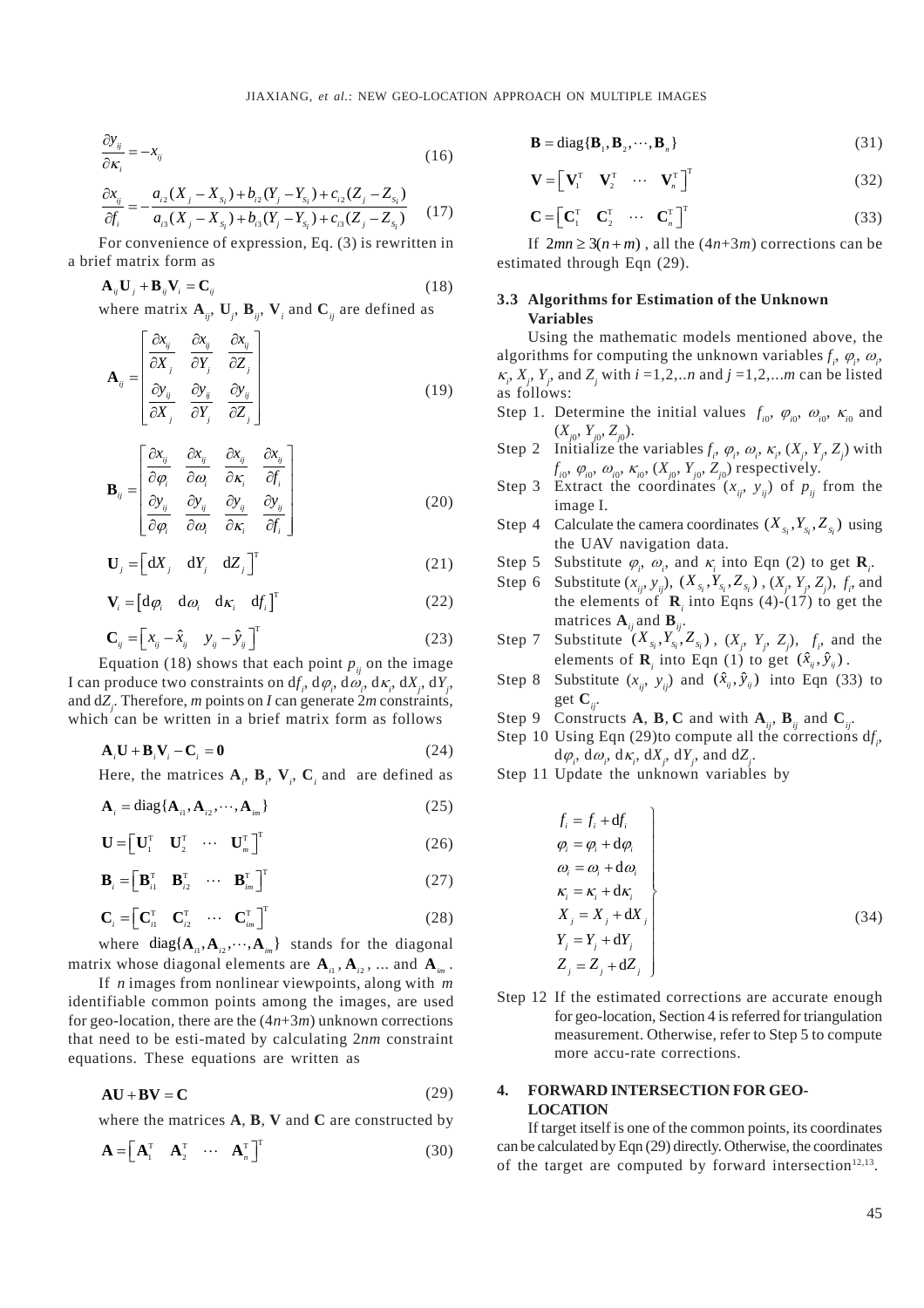$$\frac{\partial y_{ij}}{\partial \kappa_i} = -x_{ij} \tag{16}$$

$$\frac{\partial x_{ij}}{\partial f_i} = -\frac{a_{i2}(X_j - X_{s_i}) + b_{i2}(Y_j - Y_{s_i}) + c_{i2}(Z_j - Z_{s_i})}{a_{i3}(X_j - X_{s_i}) + b_{i3}(Y_j - Y_{s_i}) + c_{i3}(Z_j - Z_{s_i})} \tag{17}$$

For convenience of expression, Eq. (3) is rewritten in a brief matrix form as

$$\mathbf{A}_{ij}\mathbf{U}_j + \mathbf{B}_{ij}\mathbf{V}_i = \mathbf{C}_{ij} \tag{18}$$

where matrix $\mathbf{A}_{ij}$, $\mathbf{U}_j$, $\mathbf{B}_{ij}$, $\mathbf{V}_i$ and $\mathbf{C}_{ij}$ are defined as

$$\mathbf{A}_{ij} = \begin{bmatrix} \dfrac{\partial x_{ij}}{\partial X_j} & \dfrac{\partial x_{ij}}{\partial Y_j} & \dfrac{\partial x_{ij}}{\partial Z_j} \\ \dfrac{\partial y_{ij}}{\partial X_j} & \dfrac{\partial y_{ij}}{\partial Y_j} & \dfrac{\partial y_{ij}}{\partial Z_j} \end{bmatrix} \tag{19}$$

$$\mathbf{B}_{ij} = \begin{bmatrix} \dfrac{\partial x_{ij}}{\partial \varphi_i} & \dfrac{\partial x_{ij}}{\partial \omega_i} & \dfrac{\partial x_{ij}}{\partial \kappa_i} & \dfrac{\partial x_{ij}}{\partial f_i} \\ \dfrac{\partial y_{ij}}{\partial \varphi_i} & \dfrac{\partial y_{ij}}{\partial \omega_i} & \dfrac{\partial y_{ij}}{\partial \kappa_i} & \dfrac{\partial y_{ij}}{\partial f_i} \end{bmatrix} \tag{20}$$

$$\mathbf{U}_j = \begin{bmatrix} \mathrm{d}X_j & \mathrm{d}Y_j & \mathrm{d}Z_j \end{bmatrix}^{\mathrm{T}} \tag{21}$$

$$\mathbf{V}_i = \begin{bmatrix} \mathrm{d}\varphi_i & \mathrm{d}\omega_i & \mathrm{d}\kappa_i & \mathrm{d}f_i \end{bmatrix}^{\mathrm{T}} \tag{22}$$

$$\mathbf{C}_{ij} = \begin{bmatrix} x_{ij} - \hat{x}_{ij} & y_{ij} - \hat{y}_{ij} \end{bmatrix}^{\mathrm{T}} \tag{23}$$

Equation (18) shows that each point $p_{ij}$ on the image I can produce two constraints on $\mathrm{d}f_i$, $\mathrm{d}\varphi_i$, $\mathrm{d}\omega_i$, $\mathrm{d}\kappa_i$, $\mathrm{d}X_j$, $\mathrm{d}Y_j$, and $\mathrm{d}Z_j$. Therefore, $m$ points on $I$ can generate $2m$ constraints, which can be written in a brief matrix form as follows

$$\mathbf{A}_i\mathbf{U} + \mathbf{B}_i\mathbf{V}_i - \mathbf{C}_i = \mathbf{0} \tag{24}$$

Here, the matrices $\mathbf{A}_i$, $\mathbf{B}_i$, $\mathbf{V}_i$, $\mathbf{C}_i$ and are defined as

$$\mathbf{A}_i = \mathrm{diag}\{\mathbf{A}_{i1}, \mathbf{A}_{i2}, \cdots, \mathbf{A}_{im}\} \tag{25}$$

$$\mathbf{U} = \begin{bmatrix} \mathbf{U}_1^{\mathrm{T}} & \mathbf{U}_2^{\mathrm{T}} & \cdots & \mathbf{U}_m^{\mathrm{T}} \end{bmatrix}^{\mathrm{T}} \tag{26}$$

$$\mathbf{B}_i = \begin{bmatrix} \mathbf{B}_{i1}^{\mathrm{T}} & \mathbf{B}_{i2}^{\mathrm{T}} & \cdots & \mathbf{B}_{im}^{\mathrm{T}} \end{bmatrix}^{\mathrm{T}} \tag{27}$$

$$\mathbf{C}_i = \begin{bmatrix} \mathbf{C}_{i1}^{\mathrm{T}} & \mathbf{C}_{i2}^{\mathrm{T}} & \cdots & \mathbf{C}_{im}^{\mathrm{T}} \end{bmatrix}^{\mathrm{T}} \tag{28}$$

where $\mathrm{diag}\{\mathbf{A}_{i1}, \mathbf{A}_{i2}, \cdots, \mathbf{A}_{im}\}$ stands for the diagonal matrix whose diagonal elements are $\mathbf{A}_{i1}$, $\mathbf{A}_{i2}$, ... and $\mathbf{A}_{im}$.

If $n$ images from nonlinear viewpoints, along with $m$ identifiable common points among the images, are used for geo-location, there are the $(4n+3m)$ unknown corrections that need to be esti-mated by calculating $2nm$ constraint equations. These equations are written as

$$\mathbf{AU} + \mathbf{BV} = \mathbf{C} \tag{29}$$

where the matrices $\mathbf{A}$, $\mathbf{B}$, $\mathbf{V}$ and $\mathbf{C}$ are constructed by

$$\mathbf{A} = \begin{bmatrix} \mathbf{A}_1^{\mathrm{T}} & \mathbf{A}_2^{\mathrm{T}} & \cdots & \mathbf{A}_n^{\mathrm{T}} \end{bmatrix}^{\mathrm{T}} \tag{30}$$

$$\mathbf{B} = \mathrm{diag}\{\mathbf{B}_1, \mathbf{B}_2, \cdots, \mathbf{B}_n\} \tag{31}$$

$$\mathbf{V} = \begin{bmatrix} \mathbf{V}_1^{\mathrm{T}} & \mathbf{V}_2^{\mathrm{T}} & \cdots & \mathbf{V}_n^{\mathrm{T}} \end{bmatrix}^{\mathrm{T}} \tag{32}$$

$$\mathbf{C} = \begin{bmatrix} \mathbf{C}_1^{\mathrm{T}} & \mathbf{C}_2^{\mathrm{T}} & \cdots & \mathbf{C}_n^{\mathrm{T}} \end{bmatrix}^{\mathrm{T}} \tag{33}$$

If $2mn \geq 3(n+m)$, all the $(4n+3m)$ corrections can be estimated through Eqn (29).

### 3.3 Algorithms for Estimation of the Unknown Variables

Using the mathematic models mentioned above, the algorithms for computing the unknown variables $f_i$, $\varphi_i$, $\omega_i$, $\kappa_i$, $X_j$, $Y_j$, and $Z_j$ with $i$ =1,2,..$n$ and $j$ =1,2,...$m$ can be listed as follows:

- Step 1. Determine the initial values $f_{i0}$, $\varphi_{i0}$, $\omega_{i0}$, $\kappa_{i0}$ and $(X_{j0}, Y_{j0}, Z_{j0})$.
- Step 2 Initialize the variables $f_i$, $\varphi_i$, $\omega_i$, $\kappa_i$, $(X_j, Y_j, Z_j)$ with $f_{i0}$, $\varphi_{i0}$, $\omega_{i0}$, $\kappa_{i0}$, $(X_{j0}, Y_{j0}, Z_{j0})$ respectively.
- Step 3 Extract the coordinates $(x_{ij}, y_{ij})$ of $p_{ij}$ from the image I.
- Step 4 Calculate the camera coordinates $(X_{S_i}, Y_{S_i}, Z_{S_i})$ using the UAV navigation data.
- Step 5 Substitute $\varphi_i$, $\omega_i$, and $\kappa_i$ into Eqn (2) to get $\mathbf{R}_i$.
- Step 6 Substitute $(x_{ij}, y_{ij})$, $(X_{S_i}, Y_{S_i}, Z_{S_i})$, $(X_j, Y_j, Z_j)$, $f_i$, and the elements of $\mathbf{R}_i$ into Eqns (4)-(17) to get the matrices $\mathbf{A}_{ij}$ and $\mathbf{B}_{ij}$.
- Step 7 Substitute $(X_{S_i}, Y_{S_i}, Z_{S_i})$, $(X_j, Y_j, Z_j)$, $f_i$, and the elements of $\mathbf{R}_i$ into Eqn (1) to get $(\hat{x}_{ij}, \hat{y}_{ij})$.
- Step 8 Substitute $(x_{ij}, y_{ij})$ and $(\hat{x}_{ij}, \hat{y}_{ij})$ into Eqn (33) to get $\mathbf{C}_{ij}$.
- Step 9 Constructs $\mathbf{A}$, $\mathbf{B}$, $\mathbf{C}$ and with $\mathbf{A}_{ij}$, $\mathbf{B}_{ij}$ and $\mathbf{C}_{ij}$.
- Step 10 Using Eqn (29)to compute all the corrections $\mathrm{d}f_i$, $\mathrm{d}\varphi_i$, $\mathrm{d}\omega_i$, $\mathrm{d}\kappa_i$, $\mathrm{d}X_j$, $\mathrm{d}Y_j$, and $\mathrm{d}Z_j$.
- Step 11 Update the unknown variables by

$$\left.\begin{aligned} f_i &= f_i + \mathrm{d}f_i \\ \varphi_i &= \varphi_i + \mathrm{d}\varphi_i \\ \omega_i &= \omega_i + \mathrm{d}\omega_i \\ \kappa_i &= \kappa_i + \mathrm{d}\kappa_i \\ X_j &= X_j + \mathrm{d}X_j \\ Y_j &= Y_j + \mathrm{d}Y_j \\ Z_j &= Z_j + \mathrm{d}Z_j \end{aligned}\right\} \tag{34}$$

- Step 12 If the estimated corrections are accurate enough for geo-location, Section 4 is referred for triangulation measurement. Otherwise, refer to Step 5 to compute more accu-rate corrections.

## 4. FORWARD INTERSECTION FOR GEO-LOCATION

If target itself is one of the common points, its coordinates can be calculated by Eqn (29) directly. Otherwise, the coordinates of the target are computed by forward intersection[12,13].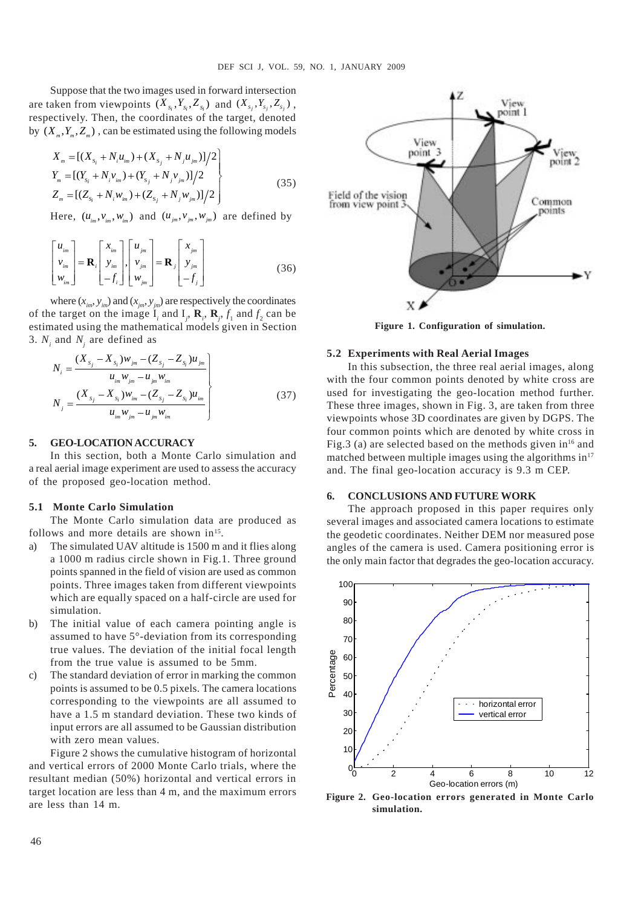Suppose that the two images used in forward intersection are taken from viewpoints $(X_{S_i}, Y_{S_i}, Z_{S_i})$ and $(X_{S_j}, Y_{S_j}, Z_{S_j})$, respectively. Then, the coordinates of the target, denoted by $(X_m, Y_m, Z_m)$, can be estimated using the following models

$$
\left.\begin{aligned}
X_m &= [(X_{S_i} + N_i u_{im}) + (X_{S_j} + N_j u_{jm})]/2 \\
Y_m &= [(Y_{S_i} + N_i v_{im}) + (Y_{S_j} + N_j v_{jm})]/2 \\
Z_m &= [(Z_{S_i} + N_i w_{im}) + (Z_{S_j} + N_j w_{jm})]/2
\end{aligned}\right\} \tag{35}
$$

Here, $(u_{im}, v_{im}, w_{im})$ and $(u_{jm}, v_{jm}, w_{jm})$ are defined by

$$
\begin{bmatrix} u_{im} \\ v_{im} \\ w_{im} \end{bmatrix} = \mathbf{R}_i \begin{bmatrix} x_{im} \\ y_{im} \\ -f_i \end{bmatrix}, \begin{bmatrix} u_{jm} \\ v_{jm} \\ w_{jm} \end{bmatrix} = \mathbf{R}_j \begin{bmatrix} x_{jm} \\ y_{jm} \\ -f_j \end{bmatrix} \tag{36}
$$

where $(x_{im}, y_{im})$ and $(x_{jm}, y_{jm})$ are respectively the coordinates of the target on the image $I_i$ and $I_j$, $\mathbf{R}_i$, $\mathbf{R}_j$, $f_1$ and $f_2$ can be estimated using the mathematical models given in Section 3. $N_i$ and $N_j$ are defined as

$$
\left.\begin{aligned}
N_i &= \frac{(X_{S_j} - X_{S_i}) w_{jm} - (Z_{S_j} - Z_{S_i}) u_{jm}}{u_{im} w_{jm} - u_{jm} w_{im}} \\
N_j &= \frac{(X_{S_j} - X_{S_i}) w_{im} - (Z_{S_j} - Z_{S_i}) u_{im}}{u_{im} w_{jm} - u_{jm} w_{im}}
\end{aligned}\right\} \tag{37}
$$

## 5. GEO-LOCATION ACCURACY

In this section, both a Monte Carlo simulation and a real aerial image experiment are used to assess the accuracy of the proposed geo-location method.

### 5.1 Monte Carlo Simulation

The Monte Carlo simulation data are produced as follows and more details are shown in[15].

a) The simulated UAV altitude is 1500 m and it flies along a 1000 m radius circle shown in Fig.1. Three ground points spanned in the field of vision are used as common points. Three images taken from different viewpoints which are equally spaced on a half-circle are used for simulation.
b) The initial value of each camera pointing angle is assumed to have 5°-deviation from its corresponding true values. The deviation of the initial focal length from the true value is assumed to be 5mm.
c) The standard deviation of error in marking the common points is assumed to be 0.5 pixels. The camera locations corresponding to the viewpoints are all assumed to have a 1.5 m standard deviation. These two kinds of input errors are all assumed to be Gaussian distribution with zero mean values.

Figure 2 shows the cumulative histogram of horizontal and vertical errors of 2000 Monte Carlo trials, where the resultant median (50%) horizontal and vertical errors in target location are less than 4 m, and the maximum errors are less than 14 m.

**Figure 1. Configuration of simulation.**

### 5.2 Experiments with Real Aerial Images

In this subsection, the three real aerial images, along with the four common points denoted by white cross are used for investigating the geo-location method further. These three images, shown in Fig. 3, are taken from three viewpoints whose 3D coordinates are given by DGPS. The four common points which are denoted by white cross in Fig.3 (a) are selected based on the methods given in[16] and matched between multiple images using the algorithms in[17] and. The final geo-location accuracy is 9.3 m CEP.

## 6. CONCLUSIONS AND FUTURE WORK

The approach proposed in this paper requires only several images and associated camera locations to estimate the geodetic coordinates. Neither DEM nor measured pose angles of the camera is used. Camera positioning error is the only main factor that degrades the geo-location accuracy.

**Figure 2. Geo-location errors generated in Monte Carlo simulation.**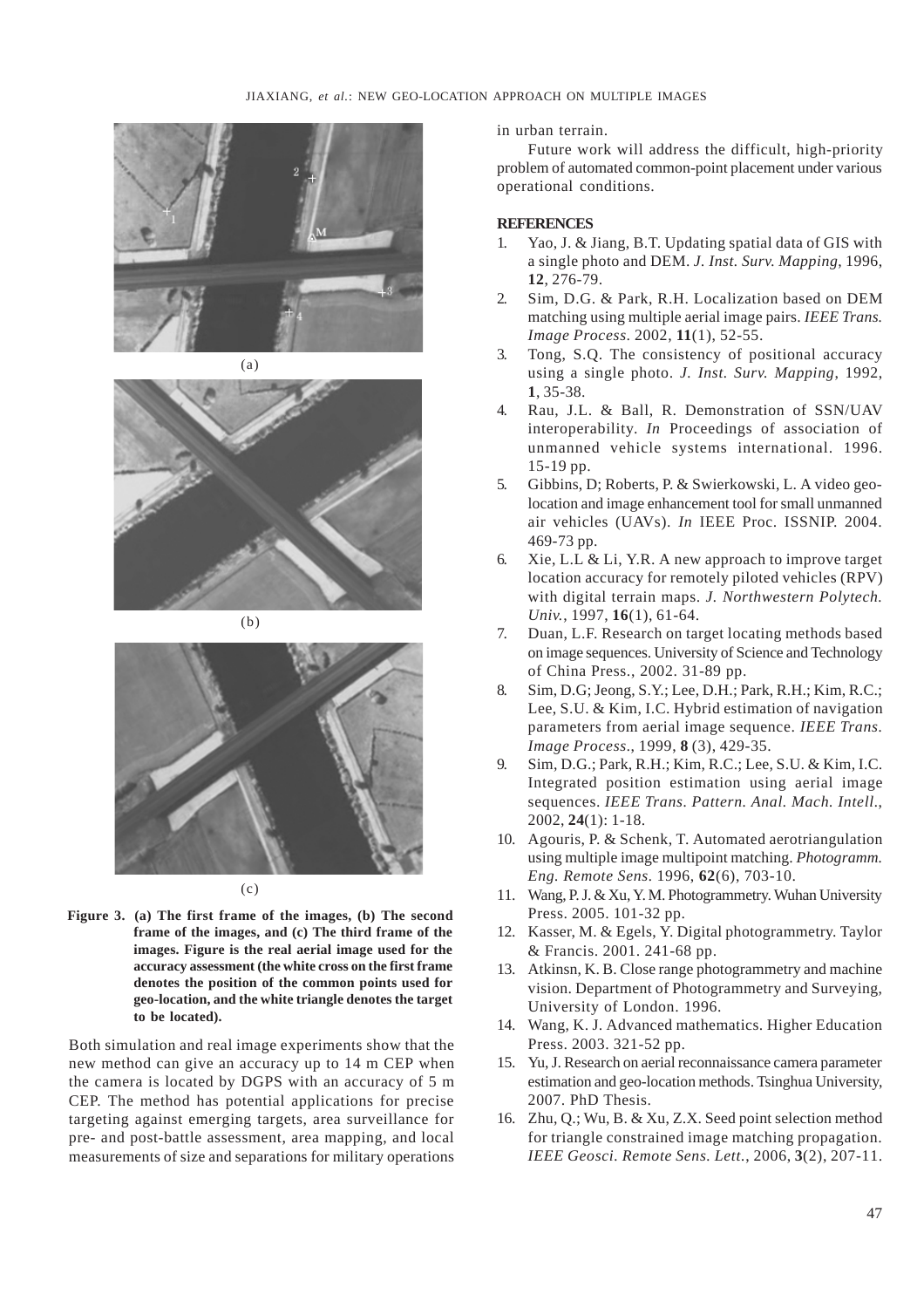(a)

(b)

(c)

**Figure 3. (a) The first frame of the images, (b) The second frame of the images, and (c) The third frame of the images. Figure is the real aerial image used for the accuracy assessment (the white cross on the first frame denotes the position of the common points used for geo-location, and the white triangle denotes the target to be located).**

Both simulation and real image experiments show that the new method can give an accuracy up to 14 m CEP when the camera is located by DGPS with an accuracy of 5 m CEP. The method has potential applications for precise targeting against emerging targets, area surveillance for pre- and post-battle assessment, area mapping, and local measurements of size and separations for military operations in urban terrain.

Future work will address the difficult, high-priority problem of automated common-point placement under various operational conditions.

## REFERENCES

1. Yao, J. & Jiang, B.T. Updating spatial data of GIS with a single photo and DEM. *J. Inst. Surv. Mapping*, 1996, **12**, 276-79.
2. Sim, D.G. & Park, R.H. Localization based on DEM matching using multiple aerial image pairs. *IEEE Trans. Image Process*. 2002, **11**(1), 52-55.
3. Tong, S.Q. The consistency of positional accuracy using a single photo. *J. Inst. Surv. Mapping*, 1992, **1**, 35-38.
4. Rau, J.L. & Ball, R. Demonstration of SSN/UAV interoperability. *In* Proceedings of association of unmanned vehicle systems international. 1996. 15-19 pp.
5. Gibbins, D; Roberts, P. & Swierkowski, L. A video geo-location and image enhancement tool for small unmanned air vehicles (UAVs). *In* IEEE Proc. ISSNIP. 2004. 469-73 pp.
6. Xie, L.L & Li, Y.R. A new approach to improve target location accuracy for remotely piloted vehicles (RPV) with digital terrain maps. *J. Northwestern Polytech. Univ.*, 1997, **16**(1), 61-64.
7. Duan, L.F. Research on target locating methods based on image sequences. University of Science and Technology of China Press., 2002. 31-89 pp.
8. Sim, D.G; Jeong, S.Y.; Lee, D.H.; Park, R.H.; Kim, R.C.; Lee, S.U. & Kim, I.C. Hybrid estimation of navigation parameters from aerial image sequence. *IEEE Trans. Image Process*., 1999, **8** (3), 429-35.
9. Sim, D.G.; Park, R.H.; Kim, R.C.; Lee, S.U. & Kim, I.C. Integrated position estimation using aerial image sequences. *IEEE Trans. Pattern. Anal. Mach. Intell*., 2002, **24**(1): 1-18.
10. Agouris, P. & Schenk, T. Automated aerotriangulation using multiple image multipoint matching. *Photogramm. Eng. Remote Sens*. 1996, **62**(6), 703-10.
11. Wang, P. J. & Xu, Y. M. Photogrammetry. Wuhan University Press. 2005. 101-32 pp.
12. Kasser, M. & Egels, Y. Digital photogrammetry. Taylor & Francis. 2001. 241-68 pp.
13. Atkinsn, K. B. Close range photogrammetry and machine vision. Department of Photogrammetry and Surveying, University of London. 1996.
14. Wang, K. J. Advanced mathematics. Higher Education Press. 2003. 321-52 pp.
15. Yu, J. Research on aerial reconnaissance camera parameter estimation and geo-location methods. Tsinghua University, 2007. PhD Thesis.
16. Zhu, Q.; Wu, B. & Xu, Z.X. Seed point selection method for triangle constrained image matching propagation. *IEEE Geosci. Remote Sens. Lett*., 2006, **3**(2), 207-11.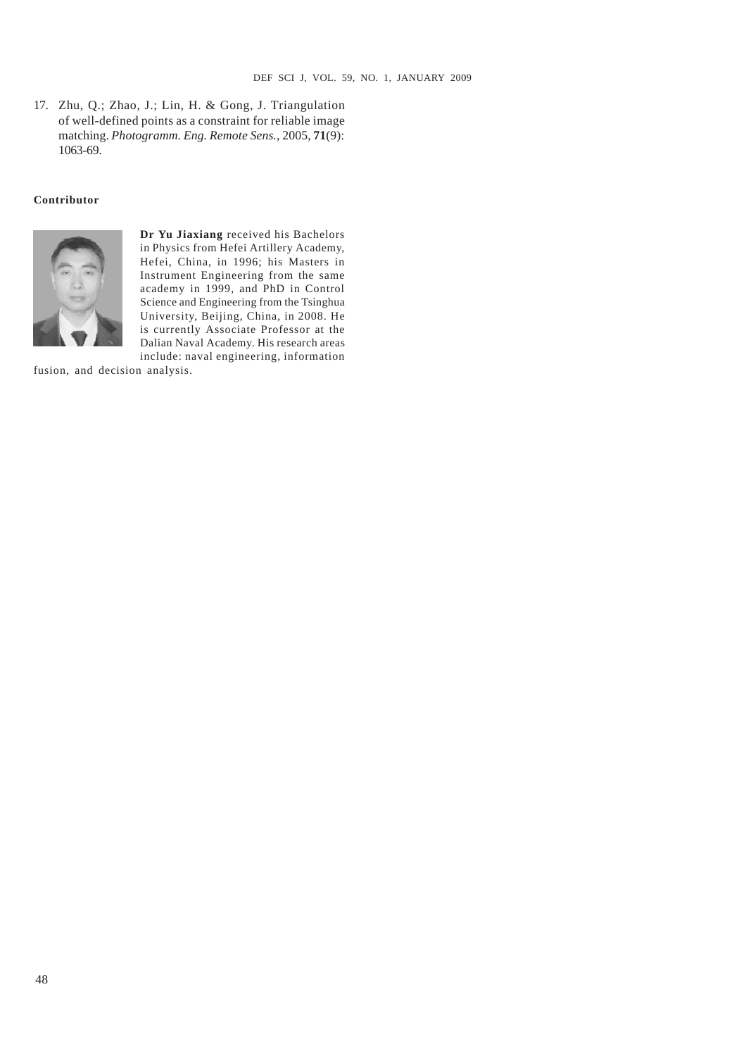17. Zhu, Q.; Zhao, J.; Lin, H. & Gong, J. Triangulation of well-defined points as a constraint for reliable image matching. *Photogramm. Eng. Remote Sens.*, 2005, **71**(9): 1063-69.

**Contributor**

**Dr Yu Jiaxiang** received his Bachelors in Physics from Hefei Artillery Academy, Hefei, China, in 1996; his Masters in Instrument Engineering from the same academy in 1999, and PhD in Control Science and Engineering from the Tsinghua University, Beijing, China, in 2008. He is currently Associate Professor at the Dalian Naval Academy. His research areas include: naval engineering, information fusion, and decision analysis.